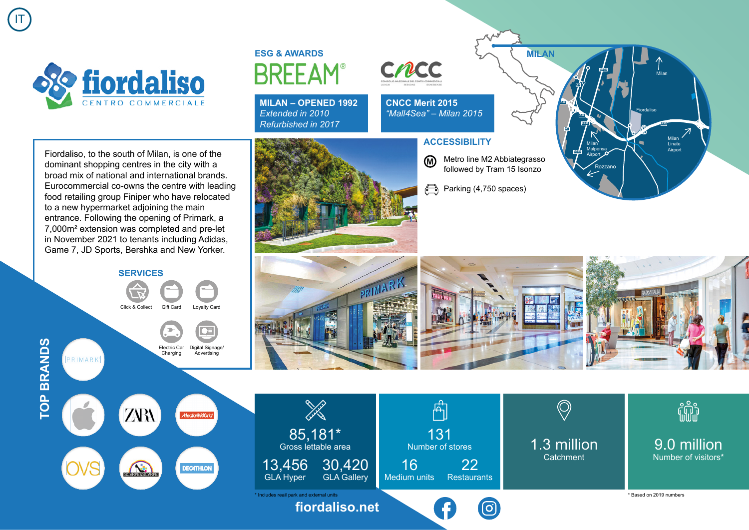IT

# fiordaliso

CENTRO COMMERCIALE

Fiordaliso, to the south of Milan, is one of the dominant shopping centres in the city with a broad mix of national and international brands. Eurocommercial co-owns the centre with leading food retailing group Finiper who have relocated to a new hypermarket adjoining the main entrance. Following the opening of Primark, a 7,000m² extension was completed and pre-let in November 2021 to tenants including Adidas, Game 7, JD Sports, Bershka and New Yorker.

## SERVICES

- Click & Collect
- Gift Card
- Loyalty Card
- Electric Car Charging
- Digital Signage/ Advertising

## TOP BRANDS

PRIMARK, Apple, ZARA, MediaWorld, OVS, Scarpe&Scarpe, Decathlon

## ESG & AWARDS

BREEAM®

CNCC

**MILAN – OPENED 1992**
*Extended in 2010*
*Refurbished in 2017*

**CNCC Merit 2015**
*"Mall4Sea" – Milan 2015*

## ACCESSIBILITY

- Metro line M2 Abbiategrasso followed by Tram 15 Isonzo
- Parking (4,750 spaces)

## MILAN

Milan, Fiordaliso, Milan Malpensa Airport, Milan Linate Airport, Rozzano

| | | | |
|---|---|---|---|
| 85,181* Gross lettable area | 131 Number of stores | 1.3 million Catchment | 9.0 million Number of visitors* |
| 13,456 GLA Hyper / 30,420 GLA Gallery | 16 Medium units / 22 Restaurants | | |

\* Includes reail park and external units

\* Based on 2019 numbers

**fiordaliso.net**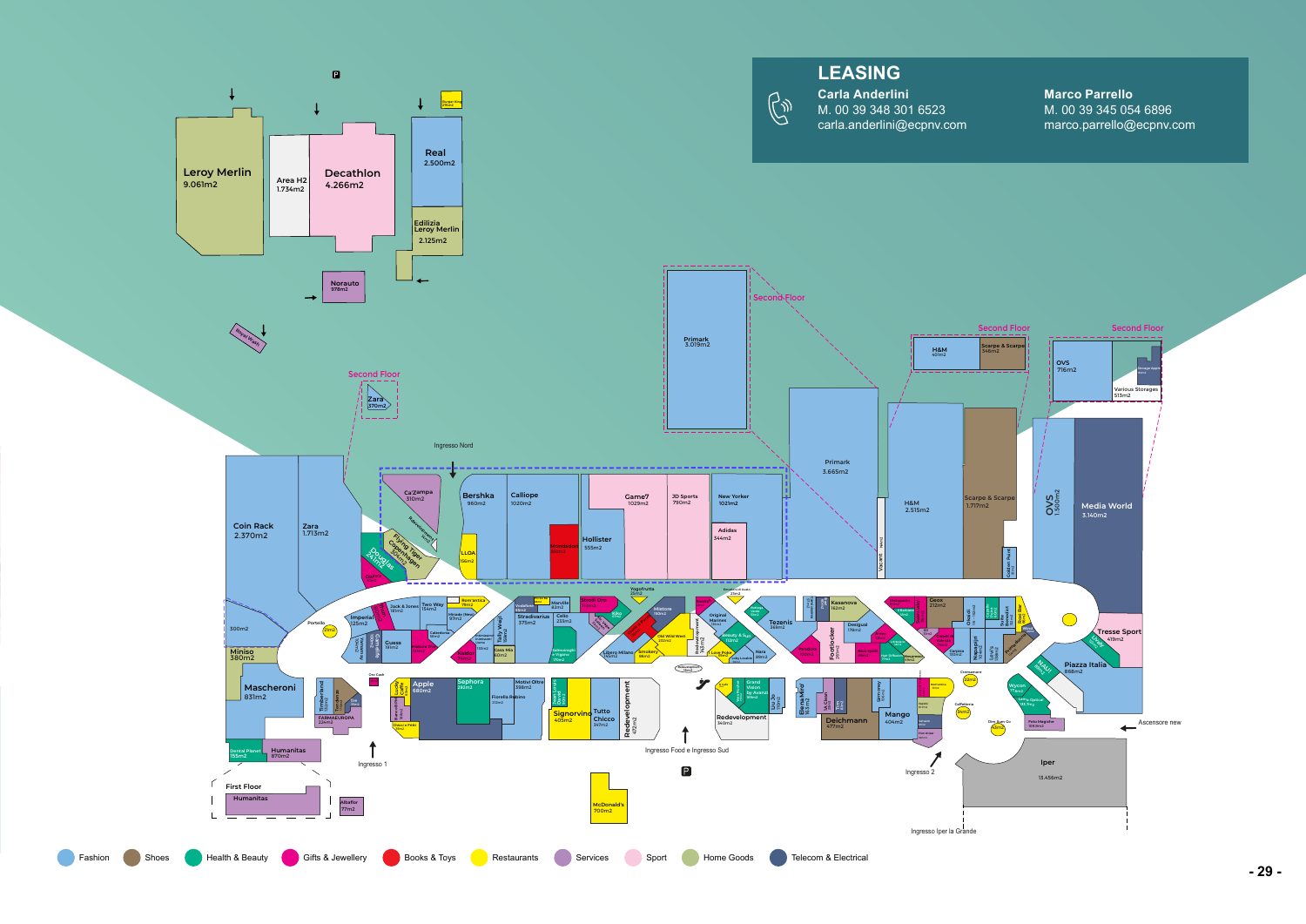## LEASING

**Carla Anderlini**
M. 00 39 348 301 6523
carla.anderlini@ecpnv.com

**Marco Parrello**
M. 00 39 345 054 6896
marco.parrello@ecpnv.com

Leroy Merlin 9.061m2
Area H2 1.734m2
Decathlon 4.266m2
Real 2.500m2
Edilizia Leroy Merlin 2.125m2
Norauto 978m2

Second Floor
Zara 370m2

Second Floor
Primark 3.019m2

Second Floor
H&M 401m2
Scarpe & Scarpe 345m2

Second Floor
OVS 716m2
Various Storages 513m2

Ingresso Nord

Coin Rack 2.370m2
Zara 1.713m2
Ca'Zampa 310m2
Bershka 960m2
Calliope 1020m2
Hollister 555m2
Game7 1029m2
JD Sports 790m2
New Yorker 1021m2
Adidas 344m2
Primark 3.665m2
H&M 2.515m2
Scarpe & Scarpe 1.717m2
OVS 1.500m2
Media World 3.140m2
Tresse Sport 470m2
Piazza Italia 868m2
LLOA 156m2
Mondadori
Flying Tiger Copenhagen
Douglas
Jack & Jones
Two Way
Imperial 125m2
Guess
Stradivarius 375m2
Tally Weijl
Marville
Motivi
Colle
Yogofrutta
Original Marines
Tezenis
Kasanova 162m2
Footlocker
Desigual
Geox 212m2
Libero Milano
Smokey
Old Wild West
Nara
Blue Spirit
Pandora
300m2
Portello
Miniso 380m2
Mascheroni 831m2
Timberland
FARMAEUROPA 224m2
Apple 880m2
Sephora 292m2
Motivi Oltre 398m2
Fiorella Rubino
Signorvino 405m2
Tutto Chicco 347m2
Redevelopment 472m2
Grand Vision by Avanzi
Redevelopment 340m2
Deichmann 477m2
Mango 404m2
Camomilla
Cisalfa Sport
Dental Planet 155m2
Humanitas 870m2
Ingresso 1
Ingresso Food e Ingresso Sud
Ingresso 2
Iper 13.456m2
Ascensore new
Ingresso Iper la Grande
McDonald's 700m2

First Floor
Humanitas
Alfaflor 77m2

Fashion | Shoes | Health & Beauty | Gifts & Jewellery | Books & Toys | Restaurants | Services | Sport | Home Goods | Telecom & Electrical